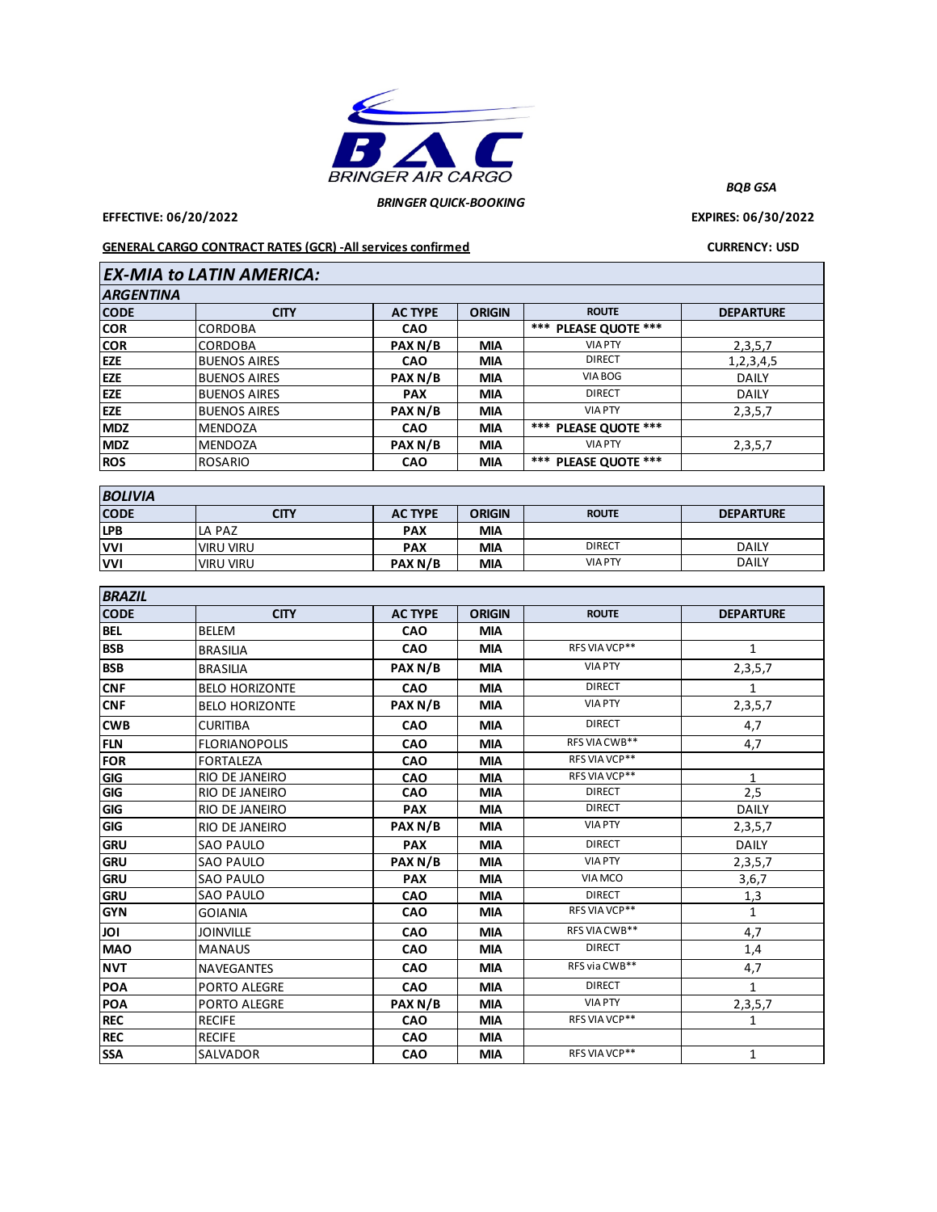BAC
BRINGER AIR CARGO

***BRINGER QUICK-BOOKING***

***BQB GSA***

**EFFECTIVE: 06/20/2022**

**EXPIRES: 06/30/2022**

**GENERAL CARGO CONTRACT RATES (GCR) -All services confirmed**

**CURRENCY: USD**

## *EX-MIA to LATIN AMERICA:*

### *ARGENTINA*

| CODE | CITY | AC TYPE | ORIGIN | ROUTE | DEPARTURE |
|---|---|---|---|---|---|
| COR | CORDOBA | CAO | | *** PLEASE QUOTE *** | |
| COR | CORDOBA | PAX N/B | MIA | VIA PTY | 2,3,5,7 |
| EZE | BUENOS AIRES | CAO | MIA | DIRECT | 1,2,3,4,5 |
| EZE | BUENOS AIRES | PAX N/B | MIA | VIA BOG | DAILY |
| EZE | BUENOS AIRES | PAX | MIA | DIRECT | DAILY |
| EZE | BUENOS AIRES | PAX N/B | MIA | VIA PTY | 2,3,5,7 |
| MDZ | MENDOZA | CAO | MIA | *** PLEASE QUOTE *** | |
| MDZ | MENDOZA | PAX N/B | MIA | VIA PTY | 2,3,5,7 |
| ROS | ROSARIO | CAO | MIA | *** PLEASE QUOTE *** | |

### *BOLIVIA*

| CODE | CITY | AC TYPE | ORIGIN | ROUTE | DEPARTURE |
|---|---|---|---|---|---|
| LPB | LA PAZ | PAX | MIA | | |
| VVI | VIRU VIRU | PAX | MIA | DIRECT | DAILY |
| VVI | VIRU VIRU | PAX N/B | MIA | VIA PTY | DAILY |

### *BRAZIL*

| CODE | CITY | AC TYPE | ORIGIN | ROUTE | DEPARTURE |
|---|---|---|---|---|---|
| BEL | BELEM | CAO | MIA | | |
| BSB | BRASILIA | CAO | MIA | RFS VIA VCP** | 1 |
| BSB | BRASILIA | PAX N/B | MIA | VIA PTY | 2,3,5,7 |
| CNF | BELO HORIZONTE | CAO | MIA | DIRECT | 1 |
| CNF | BELO HORIZONTE | PAX N/B | MIA | VIA PTY | 2,3,5,7 |
| CWB | CURITIBA | CAO | MIA | DIRECT | 4,7 |
| FLN | FLORIANOPOLIS | CAO | MIA | RFS VIA CWB** | 4,7 |
| FOR | FORTALEZA | CAO | MIA | RFS VIA VCP** | |
| GIG | RIO DE JANEIRO | CAO | MIA | RFS VIA VCP** | 1 |
| GIG | RIO DE JANEIRO | CAO | MIA | DIRECT | 2,5 |
| GIG | RIO DE JANEIRO | PAX | MIA | DIRECT | DAILY |
| GIG | RIO DE JANEIRO | PAX N/B | MIA | VIA PTY | 2,3,5,7 |
| GRU | SAO PAULO | PAX | MIA | DIRECT | DAILY |
| GRU | SAO PAULO | PAX N/B | MIA | VIA PTY | 2,3,5,7 |
| GRU | SAO PAULO | PAX | MIA | VIA MCO | 3,6,7 |
| GRU | SAO PAULO | CAO | MIA | DIRECT | 1,3 |
| GYN | GOIANIA | CAO | MIA | RFS VIA VCP** | 1 |
| JOI | JOINVILLE | CAO | MIA | RFS VIA CWB** | 4,7 |
| MAO | MANAUS | CAO | MIA | DIRECT | 1,4 |
| NVT | NAVEGANTES | CAO | MIA | RFS via CWB** | 4,7 |
| POA | PORTO ALEGRE | CAO | MIA | DIRECT | 1 |
| POA | PORTO ALEGRE | PAX N/B | MIA | VIA PTY | 2,3,5,7 |
| REC | RECIFE | CAO | MIA | RFS VIA VCP** | 1 |
| REC | RECIFE | CAO | MIA | | |
| SSA | SALVADOR | CAO | MIA | RFS VIA VCP** | 1 |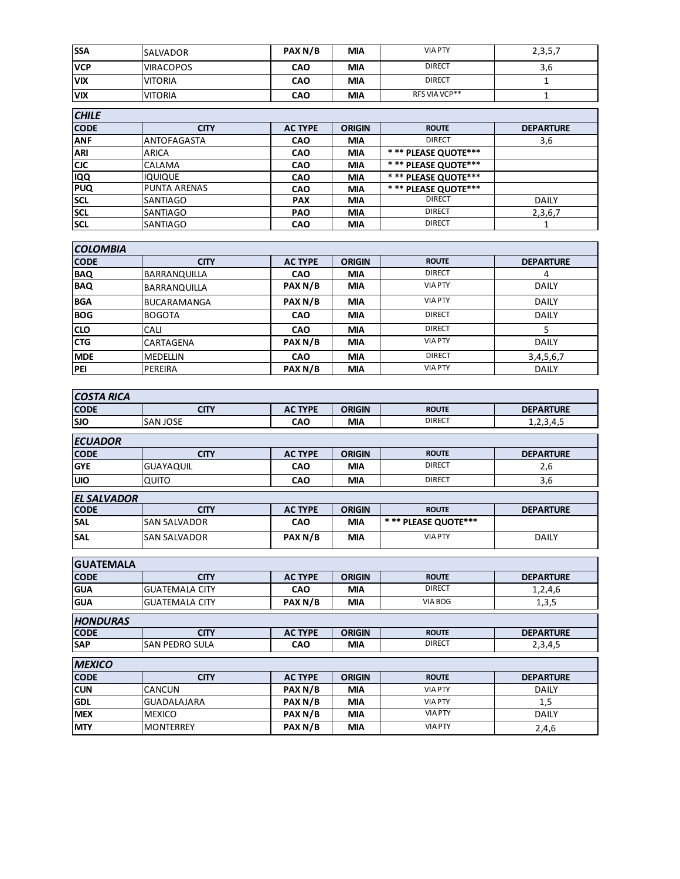| SSA | SALVADOR | PAX N/B | MIA | VIA PTY | 2,3,5,7 |
|---|---|---|---|---|---|
| VCP | VIRACOPOS | CAO | MIA | DIRECT | 3,6 |
| VIX | VITORIA | CAO | MIA | DIRECT | 1 |
| VIX | VITORIA | CAO | MIA | RFS VIA VCP** | 1 |

***CHILE***

| CODE | CITY | AC TYPE | ORIGIN | ROUTE | DEPARTURE |
|---|---|---|---|---|---|
| ANF | ANTOFAGASTA | CAO | MIA | DIRECT | 3,6 |
| ARI | ARICA | CAO | MIA | * ** PLEASE QUOTE*** | |
| CJC | CALAMA | CAO | MIA | * ** PLEASE QUOTE*** | |
| IQQ | IQUIQUE | CAO | MIA | * ** PLEASE QUOTE*** | |
| PUQ | PUNTA ARENAS | CAO | MIA | * ** PLEASE QUOTE*** | |
| SCL | SANTIAGO | PAX | MIA | DIRECT | DAILY |
| SCL | SANTIAGO | PAO | MIA | DIRECT | 2,3,6,7 |
| SCL | SANTIAGO | CAO | MIA | DIRECT | 1 |

***COLOMBIA***

| CODE | CITY | AC TYPE | ORIGIN | ROUTE | DEPARTURE |
|---|---|---|---|---|---|
| BAQ | BARRANQUILLA | CAO | MIA | DIRECT | 4 |
| BAQ | BARRANQUILLA | PAX N/B | MIA | VIA PTY | DAILY |
| BGA | BUCARAMANGA | PAX N/B | MIA | VIA PTY | DAILY |
| BOG | BOGOTA | CAO | MIA | DIRECT | DAILY |
| CLO | CALI | CAO | MIA | DIRECT | 5 |
| CTG | CARTAGENA | PAX N/B | MIA | VIA PTY | DAILY |
| MDE | MEDELLIN | CAO | MIA | DIRECT | 3,4,5,6,7 |
| PEI | PEREIRA | PAX N/B | MIA | VIA PTY | DAILY |

***COSTA RICA***

| CODE | CITY | AC TYPE | ORIGIN | ROUTE | DEPARTURE |
|---|---|---|---|---|---|
| SJO | SAN JOSE | CAO | MIA | DIRECT | 1,2,3,4,5 |

***ECUADOR***

| CODE | CITY | AC TYPE | ORIGIN | ROUTE | DEPARTURE |
|---|---|---|---|---|---|
| GYE | GUAYAQUIL | CAO | MIA | DIRECT | 2,6 |
| UIO | QUITO | CAO | MIA | DIRECT | 3,6 |

***EL SALVADOR***

| CODE | CITY | AC TYPE | ORIGIN | ROUTE | DEPARTURE |
|---|---|---|---|---|---|
| SAL | SAN SALVADOR | CAO | MIA | * ** PLEASE QUOTE*** | |
| SAL | SAN SALVADOR | PAX N/B | MIA | VIA PTY | DAILY |

***GUATEMALA***

| CODE | CITY | AC TYPE | ORIGIN | ROUTE | DEPARTURE |
|---|---|---|---|---|---|
| GUA | GUATEMALA CITY | CAO | MIA | DIRECT | 1,2,4,6 |
| GUA | GUATEMALA CITY | PAX N/B | MIA | VIA BOG | 1,3,5 |

***HONDURAS***

| CODE | CITY | AC TYPE | ORIGIN | ROUTE | DEPARTURE |
|---|---|---|---|---|---|
| SAP | SAN PEDRO SULA | CAO | MIA | DIRECT | 2,3,4,5 |

***MEXICO***

| CODE | CITY | AC TYPE | ORIGIN | ROUTE | DEPARTURE |
|---|---|---|---|---|---|
| CUN | CANCUN | PAX N/B | MIA | VIA PTY | DAILY |
| GDL | GUADALAJARA | PAX N/B | MIA | VIA PTY | 1,5 |
| MEX | MEXICO | PAX N/B | MIA | VIA PTY | DAILY |
| MTY | MONTERREY | PAX N/B | MIA | VIA PTY | 2,4,6 |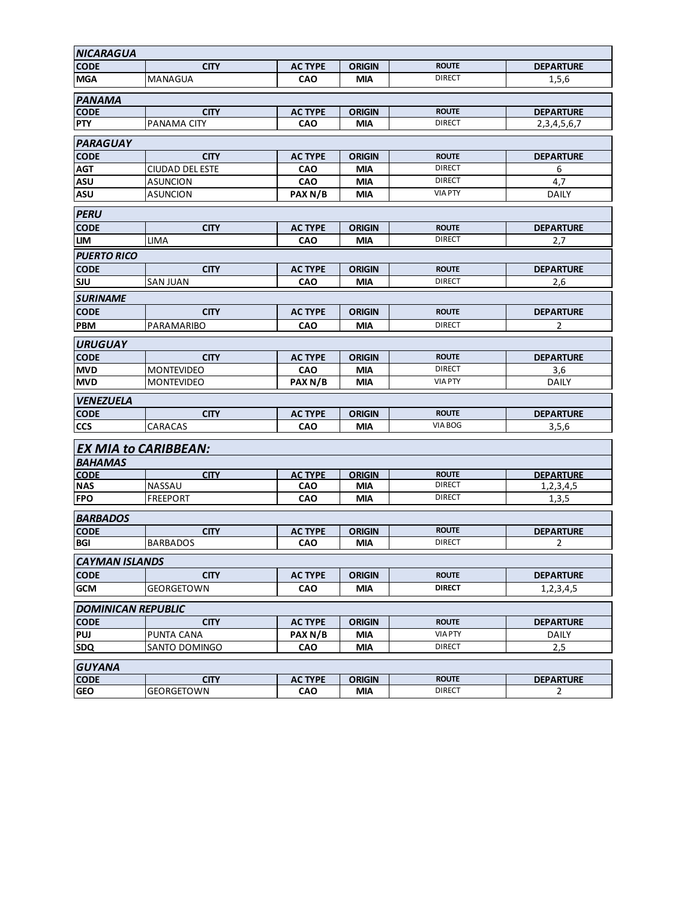### NICARAGUA

| CODE | CITY | AC TYPE | ORIGIN | ROUTE | DEPARTURE |
|---|---|---|---|---|---|
| MGA | MANAGUA | CAO | MIA | DIRECT | 1,5,6 |

### PANAMA

| CODE | CITY | AC TYPE | ORIGIN | ROUTE | DEPARTURE |
|---|---|---|---|---|---|
| PTY | PANAMA CITY | CAO | MIA | DIRECT | 2,3,4,5,6,7 |

### PARAGUAY

| CODE | CITY | AC TYPE | ORIGIN | ROUTE | DEPARTURE |
|---|---|---|---|---|---|
| AGT | CIUDAD DEL ESTE | CAO | MIA | DIRECT | 6 |
| ASU | ASUNCION | CAO | MIA | DIRECT | 4,7 |
| ASU | ASUNCION | PAX N/B | MIA | VIA PTY | DAILY |

### PERU

| CODE | CITY | AC TYPE | ORIGIN | ROUTE | DEPARTURE |
|---|---|---|---|---|---|
| LIM | LIMA | CAO | MIA | DIRECT | 2,7 |

### PUERTO RICO

| CODE | CITY | AC TYPE | ORIGIN | ROUTE | DEPARTURE |
|---|---|---|---|---|---|
| SJU | SAN JUAN | CAO | MIA | DIRECT | 2,6 |

### SURINAME

| CODE | CITY | AC TYPE | ORIGIN | ROUTE | DEPARTURE |
|---|---|---|---|---|---|
| PBM | PARAMARIBO | CAO | MIA | DIRECT | 2 |

### URUGUAY

| CODE | CITY | AC TYPE | ORIGIN | ROUTE | DEPARTURE |
|---|---|---|---|---|---|
| MVD | MONTEVIDEO | CAO | MIA | DIRECT | 3,6 |
| MVD | MONTEVIDEO | PAX N/B | MIA | VIA PTY | DAILY |

### VENEZUELA

| CODE | CITY | AC TYPE | ORIGIN | ROUTE | DEPARTURE |
|---|---|---|---|---|---|
| CCS | CARACAS | CAO | MIA | VIA BOG | 3,5,6 |

## EX MIA to CARIBBEAN:

### BAHAMAS

| CODE | CITY | AC TYPE | ORIGIN | ROUTE | DEPARTURE |
|---|---|---|---|---|---|
| NAS | NASSAU | CAO | MIA | DIRECT | 1,2,3,4,5 |
| FPO | FREEPORT | CAO | MIA | DIRECT | 1,3,5 |

### BARBADOS

| CODE | CITY | AC TYPE | ORIGIN | ROUTE | DEPARTURE |
|---|---|---|---|---|---|
| BGI | BARBADOS | CAO | MIA | DIRECT | 2 |

### CAYMAN ISLANDS

| CODE | CITY | AC TYPE | ORIGIN | ROUTE | DEPARTURE |
|---|---|---|---|---|---|
| GCM | GEORGETOWN | CAO | MIA | DIRECT | 1,2,3,4,5 |

### DOMINICAN REPUBLIC

| CODE | CITY | AC TYPE | ORIGIN | ROUTE | DEPARTURE |
|---|---|---|---|---|---|
| PUJ | PUNTA CANA | PAX N/B | MIA | VIA PTY | DAILY |
| SDQ | SANTO DOMINGO | CAO | MIA | DIRECT | 2,5 |

### GUYANA

| CODE | CITY | AC TYPE | ORIGIN | ROUTE | DEPARTURE |
|---|---|---|---|---|---|
| GEO | GEORGETOWN | CAO | MIA | DIRECT | 2 |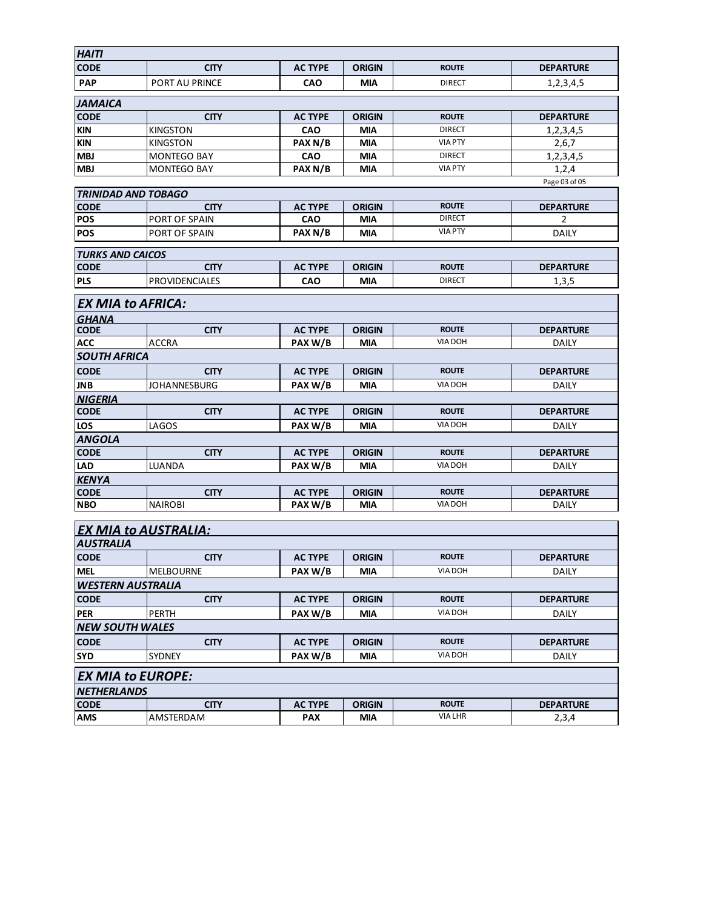### HAITI

| CODE | CITY | AC TYPE | ORIGIN | ROUTE | DEPARTURE |
|---|---|---|---|---|---|
| PAP | PORT AU PRINCE | CAO | MIA | DIRECT | 1,2,3,4,5 |

### JAMAICA

| CODE | CITY | AC TYPE | ORIGIN | ROUTE | DEPARTURE |
|---|---|---|---|---|---|
| KIN | KINGSTON | CAO | MIA | DIRECT | 1,2,3,4,5 |
| KIN | KINGSTON | PAX N/B | MIA | VIA PTY | 2,6,7 |
| MBJ | MONTEGO BAY | CAO | MIA | DIRECT | 1,2,3,4,5 |
| MBJ | MONTEGO BAY | PAX N/B | MIA | VIA PTY | 1,2,4 |

### TRINIDAD AND TOBAGO

| CODE | CITY | AC TYPE | ORIGIN | ROUTE | DEPARTURE |
|---|---|---|---|---|---|
| POS | PORT OF SPAIN | CAO | MIA | DIRECT | 2 |
| POS | PORT OF SPAIN | PAX N/B | MIA | VIA PTY | DAILY |

### TURKS AND CAICOS

| CODE | CITY | AC TYPE | ORIGIN | ROUTE | DEPARTURE |
|---|---|---|---|---|---|
| PLS | PROVIDENCIALES | CAO | MIA | DIRECT | 1,3,5 |

## EX MIA to AFRICA:

### GHANA

| CODE | CITY | AC TYPE | ORIGIN | ROUTE | DEPARTURE |
|---|---|---|---|---|---|
| ACC | ACCRA | PAX W/B | MIA | VIA DOH | DAILY |

### SOUTH AFRICA

| CODE | CITY | AC TYPE | ORIGIN | ROUTE | DEPARTURE |
|---|---|---|---|---|---|
| JNB | JOHANNESBURG | PAX W/B | MIA | VIA DOH | DAILY |

### NIGERIA

| CODE | CITY | AC TYPE | ORIGIN | ROUTE | DEPARTURE |
|---|---|---|---|---|---|
| LOS | LAGOS | PAX W/B | MIA | VIA DOH | DAILY |

### ANGOLA

| CODE | CITY | AC TYPE | ORIGIN | ROUTE | DEPARTURE |
|---|---|---|---|---|---|
| LAD | LUANDA | PAX W/B | MIA | VIA DOH | DAILY |

### KENYA

| CODE | CITY | AC TYPE | ORIGIN | ROUTE | DEPARTURE |
|---|---|---|---|---|---|
| NBO | NAIROBI | PAX W/B | MIA | VIA DOH | DAILY |

## EX MIA to AUSTRALIA:

### AUSTRALIA

| CODE | CITY | AC TYPE | ORIGIN | ROUTE | DEPARTURE |
|---|---|---|---|---|---|
| MEL | MELBOURNE | PAX W/B | MIA | VIA DOH | DAILY |

### WESTERN AUSTRALIA

| CODE | CITY | AC TYPE | ORIGIN | ROUTE | DEPARTURE |
|---|---|---|---|---|---|
| PER | PERTH | PAX W/B | MIA | VIA DOH | DAILY |

### NEW SOUTH WALES

| CODE | CITY | AC TYPE | ORIGIN | ROUTE | DEPARTURE |
|---|---|---|---|---|---|
| SYD | SYDNEY | PAX W/B | MIA | VIA DOH | DAILY |

## EX MIA to EUROPE:

### NETHERLANDS

| CODE | CITY | AC TYPE | ORIGIN | ROUTE | DEPARTURE |
|---|---|---|---|---|---|
| AMS | AMSTERDAM | PAX | MIA | VIA LHR | 2,3,4 |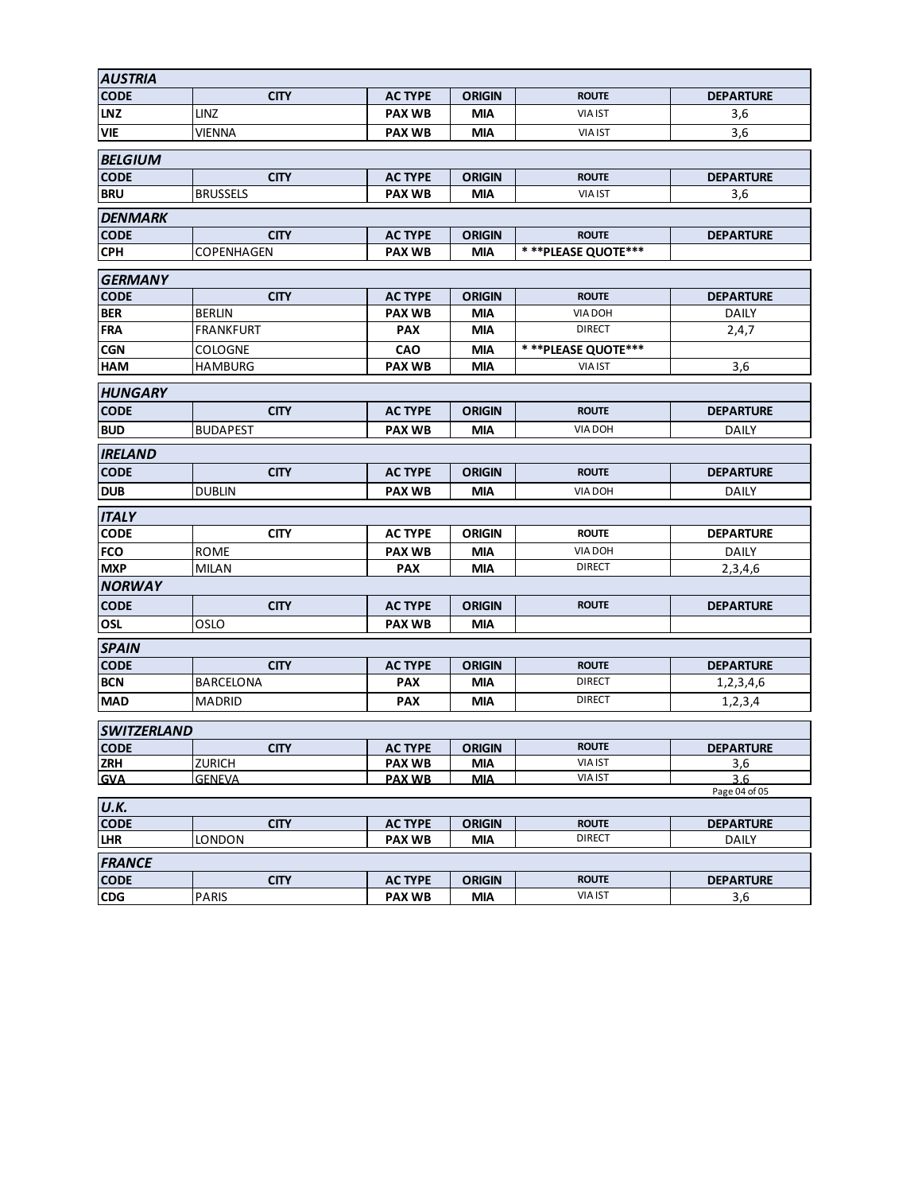| AUSTRIA | | | | | |
|---|---|---|---|---|---|
| CODE | CITY | AC TYPE | ORIGIN | ROUTE | DEPARTURE |
| LNZ | LINZ | PAX WB | MIA | VIA IST | 3,6 |
| VIE | VIENNA | PAX WB | MIA | VIA IST | 3,6 |

| BELGIUM | | | | | |
|---|---|---|---|---|---|
| CODE | CITY | AC TYPE | ORIGIN | ROUTE | DEPARTURE |
| BRU | BRUSSELS | PAX WB | MIA | VIA IST | 3,6 |

| DENMARK | | | | | |
|---|---|---|---|---|---|
| CODE | CITY | AC TYPE | ORIGIN | ROUTE | DEPARTURE |
| CPH | COPENHAGEN | PAX WB | MIA | * **PLEASE QUOTE*** | |

| GERMANY | | | | | |
|---|---|---|---|---|---|
| CODE | CITY | AC TYPE | ORIGIN | ROUTE | DEPARTURE |
| BER | BERLIN | PAX WB | MIA | VIA DOH | DAILY |
| FRA | FRANKFURT | PAX | MIA | DIRECT | 2,4,7 |
| CGN | COLOGNE | CAO | MIA | * **PLEASE QUOTE*** | |
| HAM | HAMBURG | PAX WB | MIA | VIA IST | 3,6 |

| HUNGARY | | | | | |
|---|---|---|---|---|---|
| CODE | CITY | AC TYPE | ORIGIN | ROUTE | DEPARTURE |
| BUD | BUDAPEST | PAX WB | MIA | VIA DOH | DAILY |

| IRELAND | | | | | |
|---|---|---|---|---|---|
| CODE | CITY | AC TYPE | ORIGIN | ROUTE | DEPARTURE |
| DUB | DUBLIN | PAX WB | MIA | VIA DOH | DAILY |

| ITALY | | | | | |
|---|---|---|---|---|---|
| CODE | CITY | AC TYPE | ORIGIN | ROUTE | DEPARTURE |
| FCO | ROME | PAX WB | MIA | VIA DOH | DAILY |
| MXP | MILAN | PAX | MIA | DIRECT | 2,3,4,6 |

| NORWAY | | | | | |
|---|---|---|---|---|---|
| CODE | CITY | AC TYPE | ORIGIN | ROUTE | DEPARTURE |
| OSL | OSLO | PAX WB | MIA | | |

| SPAIN | | | | | |
|---|---|---|---|---|---|
| CODE | CITY | AC TYPE | ORIGIN | ROUTE | DEPARTURE |
| BCN | BARCELONA | PAX | MIA | DIRECT | 1,2,3,4,6 |
| MAD | MADRID | PAX | MIA | DIRECT | 1,2,3,4 |

| SWITZERLAND | | | | | |
|---|---|---|---|---|---|
| CODE | CITY | AC TYPE | ORIGIN | ROUTE | DEPARTURE |
| ZRH | ZURICH | PAX WB | MIA | VIA IST | 3,6 |
| GVA | GENEVA | PAX WB | MIA | VIA IST | 3,6 |

| U.K. | | | | | |
|---|---|---|---|---|---|
| CODE | CITY | AC TYPE | ORIGIN | ROUTE | DEPARTURE |
| LHR | LONDON | PAX WB | MIA | DIRECT | DAILY |

| FRANCE | | | | | |
|---|---|---|---|---|---|
| CODE | CITY | AC TYPE | ORIGIN | ROUTE | DEPARTURE |
| CDG | PARIS | PAX WB | MIA | VIA IST | 3,6 |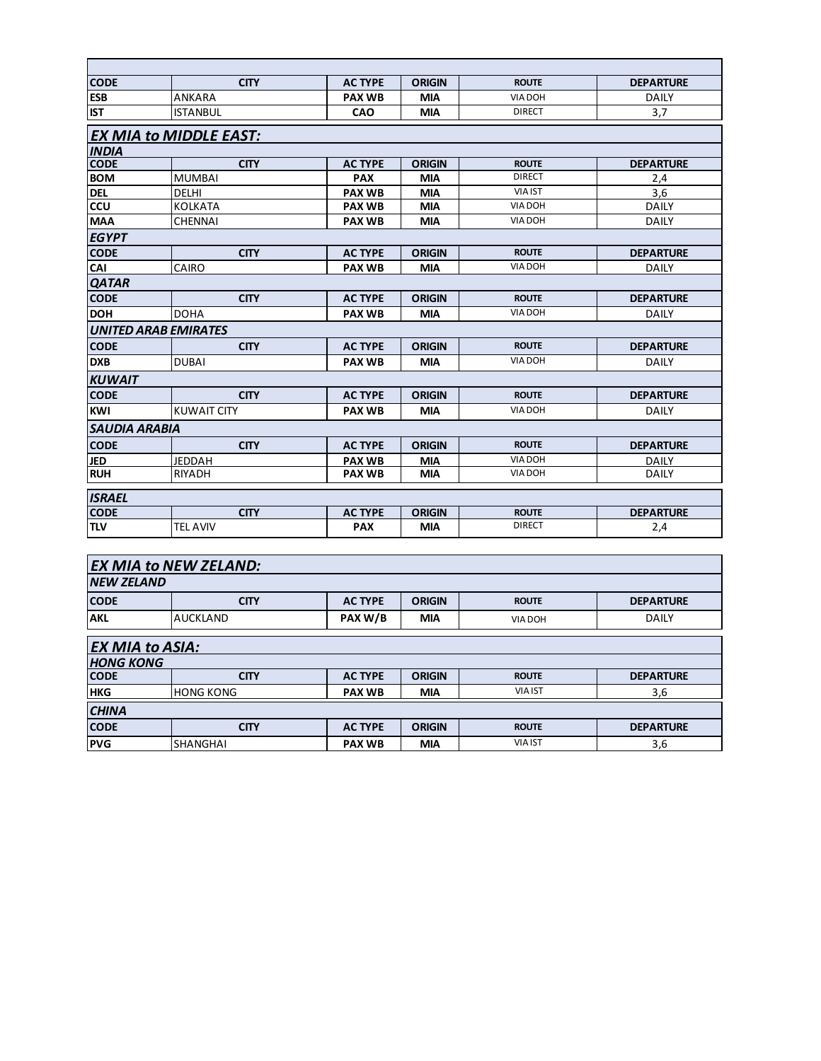| CODE | CITY | AC TYPE | ORIGIN | ROUTE | DEPARTURE |
|---|---|---|---|---|---|
| ESB | ANKARA | PAX WB | MIA | VIA DOH | DAILY |
| IST | ISTANBUL | CAO | MIA | DIRECT | 3,7 |

## *EX MIA to MIDDLE EAST:*

### *INDIA*

| CODE | CITY | AC TYPE | ORIGIN | ROUTE | DEPARTURE |
|---|---|---|---|---|---|
| BOM | MUMBAI | PAX | MIA | DIRECT | 2,4 |
| DEL | DELHI | PAX WB | MIA | VIA IST | 3,6 |
| CCU | KOLKATA | PAX WB | MIA | VIA DOH | DAILY |
| MAA | CHENNAI | PAX WB | MIA | VIA DOH | DAILY |

### *EGYPT*

| CODE | CITY | AC TYPE | ORIGIN | ROUTE | DEPARTURE |
|---|---|---|---|---|---|
| CAI | CAIRO | PAX WB | MIA | VIA DOH | DAILY |

### *QATAR*

| CODE | CITY | AC TYPE | ORIGIN | ROUTE | DEPARTURE |
|---|---|---|---|---|---|
| DOH | DOHA | PAX WB | MIA | VIA DOH | DAILY |

### *UNITED ARAB EMIRATES*

| CODE | CITY | AC TYPE | ORIGIN | ROUTE | DEPARTURE |
|---|---|---|---|---|---|
| DXB | DUBAI | PAX WB | MIA | VIA DOH | DAILY |

### *KUWAIT*

| CODE | CITY | AC TYPE | ORIGIN | ROUTE | DEPARTURE |
|---|---|---|---|---|---|
| KWI | KUWAIT CITY | PAX WB | MIA | VIA DOH | DAILY |

### *SAUDIA ARABIA*

| CODE | CITY | AC TYPE | ORIGIN | ROUTE | DEPARTURE |
|---|---|---|---|---|---|
| JED | JEDDAH | PAX WB | MIA | VIA DOH | DAILY |
| RUH | RIYADH | PAX WB | MIA | VIA DOH | DAILY |

### *ISRAEL*

| CODE | CITY | AC TYPE | ORIGIN | ROUTE | DEPARTURE |
|---|---|---|---|---|---|
| TLV | TEL AVIV | PAX | MIA | DIRECT | 2,4 |

## *EX MIA to NEW ZELAND:*

### *NEW ZELAND*

| CODE | CITY | AC TYPE | ORIGIN | ROUTE | DEPARTURE |
|---|---|---|---|---|---|
| AKL | AUCKLAND | PAX W/B | MIA | VIA DOH | DAILY |

## *EX MIA to ASIA:*

### *HONG KONG*

| CODE | CITY | AC TYPE | ORIGIN | ROUTE | DEPARTURE |
|---|---|---|---|---|---|
| HKG | HONG KONG | PAX WB | MIA | VIA IST | 3,6 |

### *CHINA*

| CODE | CITY | AC TYPE | ORIGIN | ROUTE | DEPARTURE |
|---|---|---|---|---|---|
| PVG | SHANGHAI | PAX WB | MIA | VIA IST | 3,6 |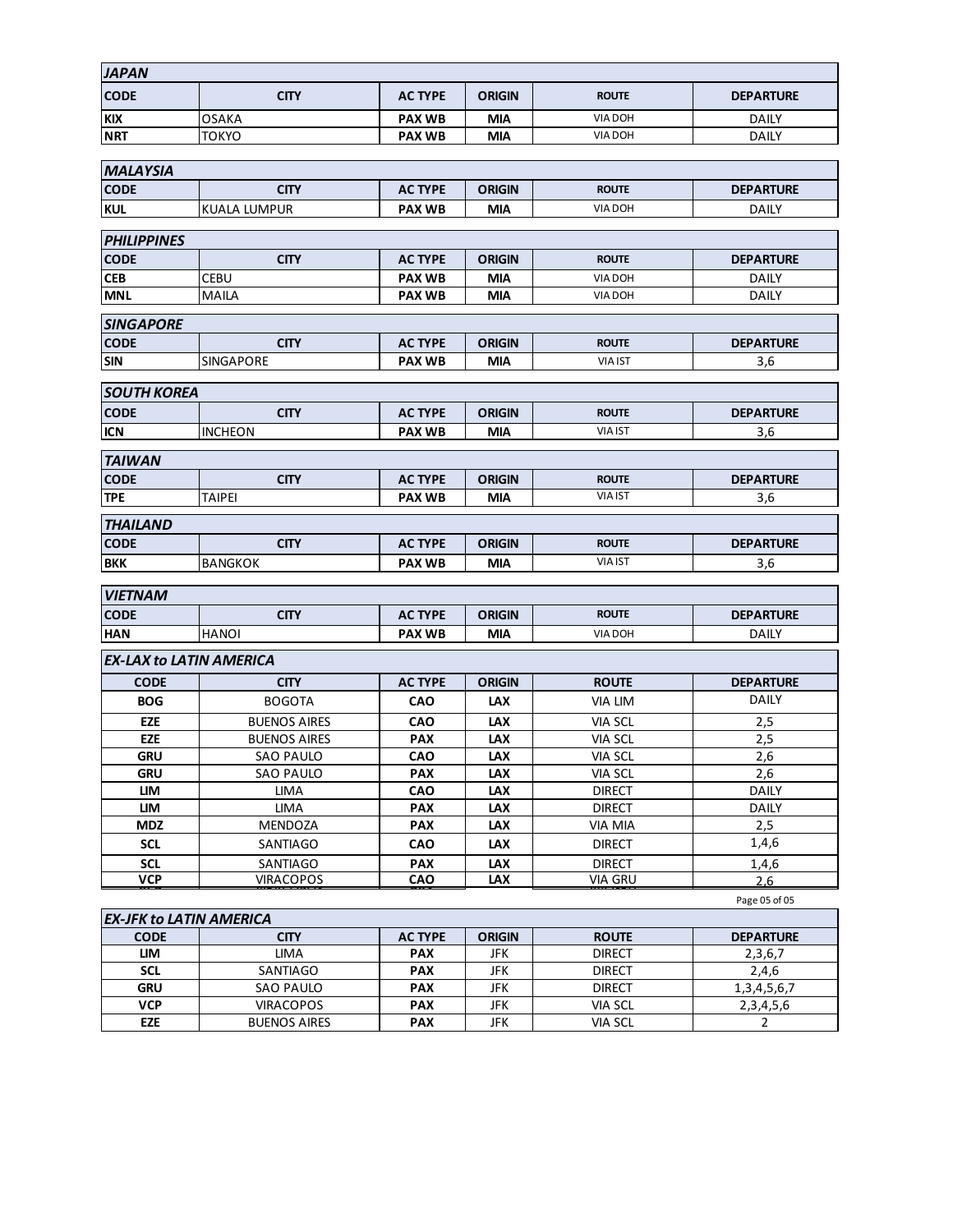| JAPAN | | | | | |
|---|---|---|---|---|---|
| **CODE** | **CITY** | **AC TYPE** | **ORIGIN** | **ROUTE** | **DEPARTURE** |
| **KIX** | OSAKA | **PAX WB** | **MIA** | VIA DOH | DAILY |
| **NRT** | TOKYO | **PAX WB** | **MIA** | VIA DOH | DAILY |

| MALAYSIA | | | | | |
|---|---|---|---|---|---|
| **CODE** | **CITY** | **AC TYPE** | **ORIGIN** | **ROUTE** | **DEPARTURE** |
| **KUL** | KUALA LUMPUR | **PAX WB** | **MIA** | VIA DOH | DAILY |

| PHILIPPINES | | | | | |
|---|---|---|---|---|---|
| **CODE** | **CITY** | **AC TYPE** | **ORIGIN** | **ROUTE** | **DEPARTURE** |
| **CEB** | CEBU | **PAX WB** | **MIA** | VIA DOH | DAILY |
| **MNL** | MAILA | **PAX WB** | **MIA** | VIA DOH | DAILY |

| SINGAPORE | | | | | |
|---|---|---|---|---|---|
| **CODE** | **CITY** | **AC TYPE** | **ORIGIN** | **ROUTE** | **DEPARTURE** |
| **SIN** | SINGAPORE | **PAX WB** | **MIA** | VIA IST | 3,6 |

| SOUTH KOREA | | | | | |
|---|---|---|---|---|---|
| **CODE** | **CITY** | **AC TYPE** | **ORIGIN** | **ROUTE** | **DEPARTURE** |
| **ICN** | INCHEON | **PAX WB** | **MIA** | VIA IST | 3,6 |

| TAIWAN | | | | | |
|---|---|---|---|---|---|
| **CODE** | **CITY** | **AC TYPE** | **ORIGIN** | **ROUTE** | **DEPARTURE** |
| **TPE** | TAIPEI | **PAX WB** | **MIA** | VIA IST | 3,6 |

| THAILAND | | | | | |
|---|---|---|---|---|---|
| **CODE** | **CITY** | **AC TYPE** | **ORIGIN** | **ROUTE** | **DEPARTURE** |
| **BKK** | BANGKOK | **PAX WB** | **MIA** | VIA IST | 3,6 |

| VIETNAM | | | | | |
|---|---|---|---|---|---|
| **CODE** | **CITY** | **AC TYPE** | **ORIGIN** | **ROUTE** | **DEPARTURE** |
| **HAN** | HANOI | **PAX WB** | **MIA** | VIA DOH | DAILY |

| EX-LAX to LATIN AMERICA | | | | | |
|---|---|---|---|---|---|
| **CODE** | **CITY** | **AC TYPE** | **ORIGIN** | **ROUTE** | **DEPARTURE** |
| **BOG** | BOGOTA | **CAO** | **LAX** | VIA LIM | DAILY |
| **EZE** | BUENOS AIRES | **CAO** | **LAX** | VIA SCL | 2,5 |
| **EZE** | BUENOS AIRES | **PAX** | **LAX** | VIA SCL | 2,5 |
| **GRU** | SAO PAULO | **CAO** | **LAX** | VIA SCL | 2,6 |
| **GRU** | SAO PAULO | **PAX** | **LAX** | VIA SCL | 2,6 |
| **LIM** | LIMA | **CAO** | **LAX** | DIRECT | DAILY |
| **LIM** | LIMA | **PAX** | **LAX** | DIRECT | DAILY |
| **MDZ** | MENDOZA | **PAX** | **LAX** | VIA MIA | 2,5 |
| **SCL** | SANTIAGO | **CAO** | **LAX** | DIRECT | 1,4,6 |
| **SCL** | SANTIAGO | **PAX** | **LAX** | DIRECT | 1,4,6 |
| **VCP** | VIRACOPOS | **CAO** | **LAX** | VIA GRU | 2,6 |

| EX-JFK to LATIN AMERICA | | | | | |
|---|---|---|---|---|---|
| **CODE** | **CITY** | **AC TYPE** | **ORIGIN** | **ROUTE** | **DEPARTURE** |
| **LIM** | LIMA | **PAX** | JFK | DIRECT | 2,3,6,7 |
| **SCL** | SANTIAGO | **PAX** | JFK | DIRECT | 2,4,6 |
| **GRU** | SAO PAULO | **PAX** | JFK | DIRECT | 1,3,4,5,6,7 |
| **VCP** | VIRACOPOS | **PAX** | JFK | VIA SCL | 2,3,4,5,6 |
| **EZE** | BUENOS AIRES | **PAX** | JFK | VIA SCL | 2 |